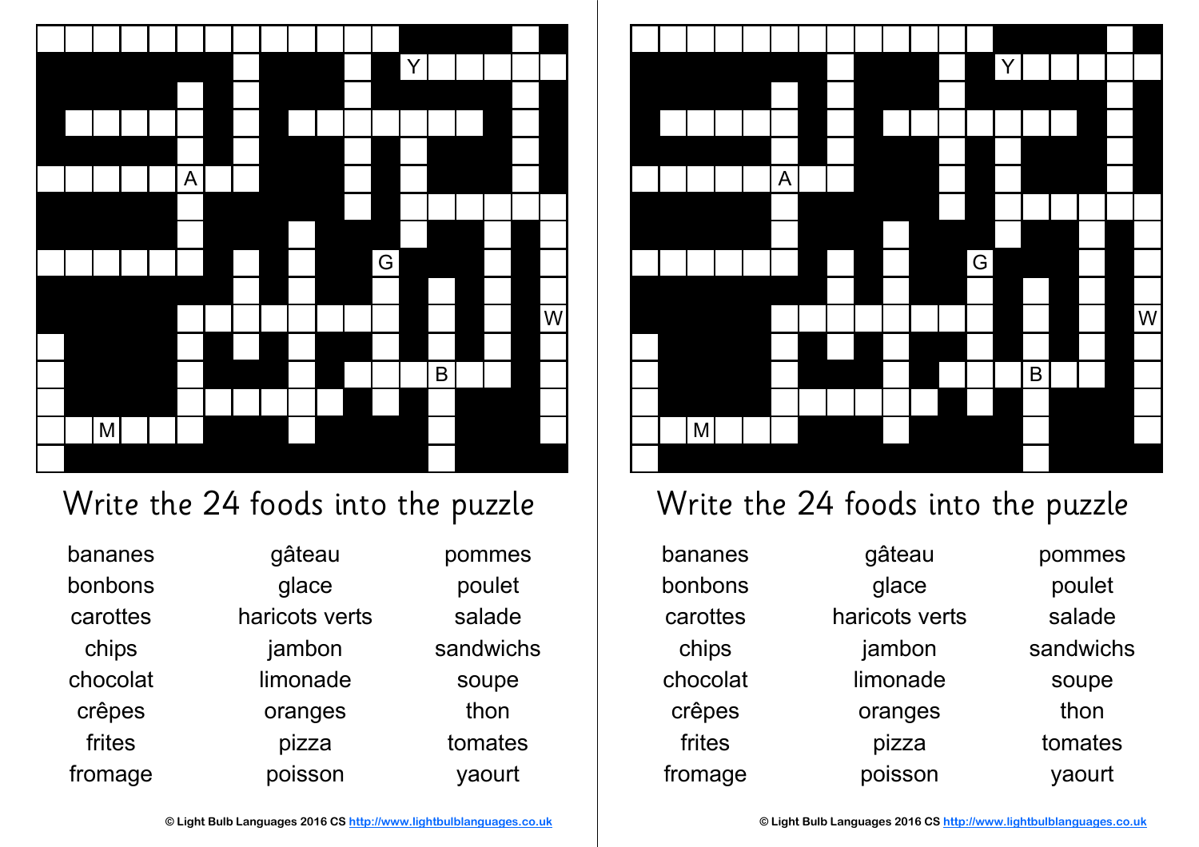Write the 24 foods into the puzzle

| | | |
|---|---|---|
| bananes | gâteau | pommes |
| bonbons | glace | poulet |
| carottes | haricots verts | salade |
| chips | jambon | sandwichs |
| chocolat | limonade | soupe |
| crêpes | oranges | thon |
| frites | pizza | tomates |
| fromage | poisson | yaourt |

© Light Bulb Languages 2016 CS http://www.lightbulblanguages.co.uk

Write the 24 foods into the puzzle

| | | |
|---|---|---|
| bananes | gâteau | pommes |
| bonbons | glace | poulet |
| carottes | haricots verts | salade |
| chips | jambon | sandwichs |
| chocolat | limonade | soupe |
| crêpes | oranges | thon |
| frites | pizza | tomates |
| fromage | poisson | yaourt |

© Light Bulb Languages 2016 CS http://www.lightbulblanguages.co.uk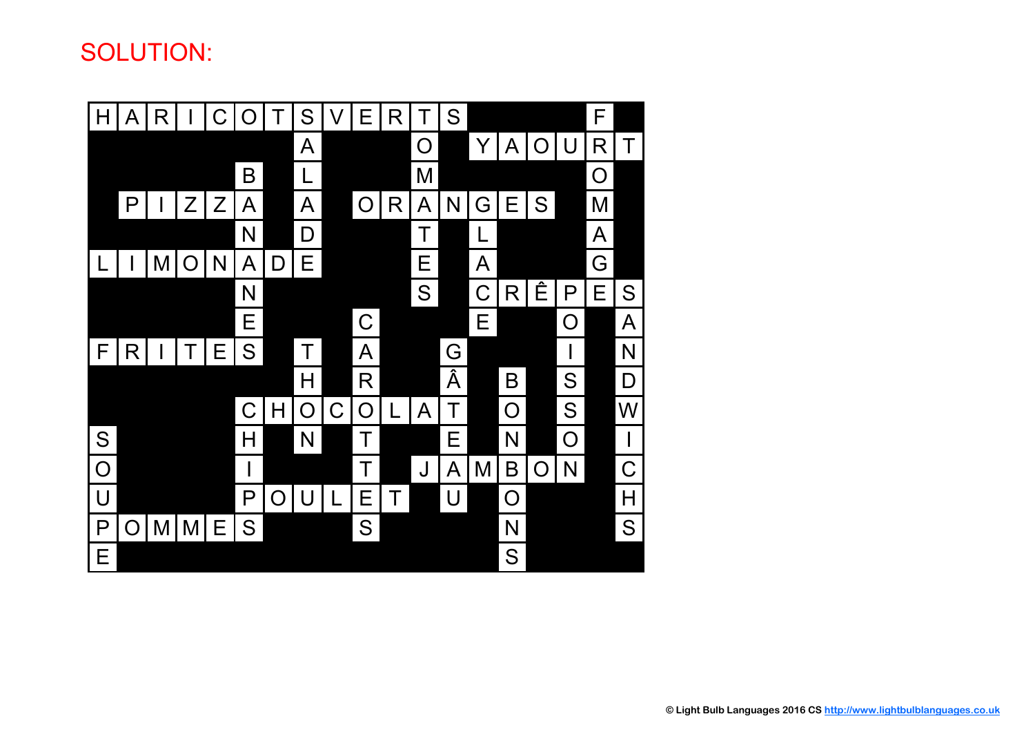# SOLUTION:

| | | | | | | | | | | | | | | | | | | |
|---|---|---|---|---|---|---|---|---|---|---|---|---|---|---|---|---|---|---|
| H | A | R | I | C | O | T | S | V | E | R | T | S | | | | | F | |
| | | | | | | | A | | | | O | | Y | A | O | U | R | T |
| | | | | | B | | L | | | | M | | | | | | O | |
| | P | I | Z | Z | A | | A | | O | R | A | N | G | E | S | | M | |
| | | | | | N | | D | | | | T | | L | | | | A | |
| L | I | M | O | N | A | D | E | | | | E | | A | | | | G | |
| | | | | | N | | | | | | S | | C | R | Ê | P | E | S |
| | | | | | E | | | | C | | | | E | | | O | | A |
| F | R | I | T | E | S | | T | | A | | | G | | | | I | | N |
| | | | | | | | H | | R | | | Â | | B | | S | | D |
| | | | | | C | H | O | C | O | L | A | T | | O | | S | | W |
| S | | | | | H | | N | | T | | | E | | N | | O | | I |
| O | | | | | I | | | | T | | J | A | M | B | O | N | | C |
| U | | | | | P | O | U | L | E | T | | U | | O | | | | H |
| P | O | M | M | E | S | | | | S | | | | | N | | | | S |
| E | | | | | | | | | | | | | | S | | | | |

© Light Bulb Languages 2016 CS http://www.lightbulblanguages.co.uk